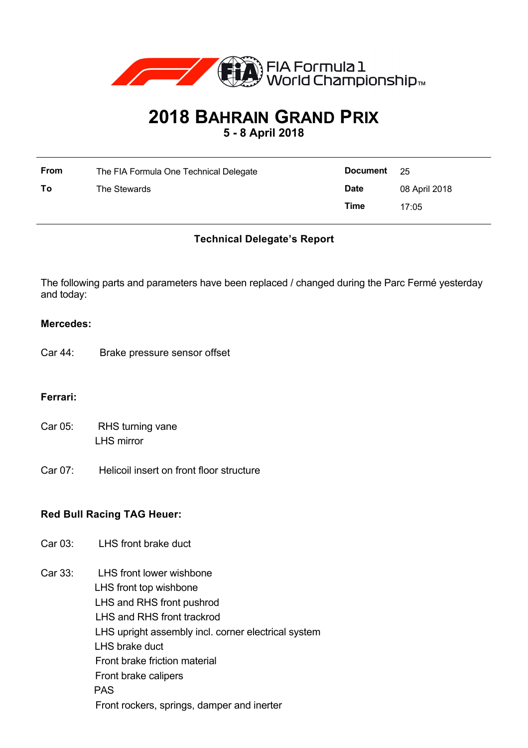# 2018 Bahrain Grand Prix

**5 - 8 April 2018**

| | | | |
|---|---|---|---|
| **From** | The FIA Formula One Technical Delegate | **Document** | 25 |
| **To** | The Stewards | **Date** | 08 April 2018 |
| | | **Time** | 17:05 |

**Technical Delegate's Report**

The following parts and parameters have been replaced / changed during the Parc Fermé yesterday and today:

**Mercedes:**

Car 44: Brake pressure sensor offset

**Ferrari:**

Car 05: RHS turning vane
LHS mirror

Car 07: Helicoil insert on front floor structure

**Red Bull Racing TAG Heuer:**

Car 03: LHS front brake duct

Car 33: LHS front lower wishbone
LHS front top wishbone
LHS and RHS front pushrod
LHS and RHS front trackrod
LHS upright assembly incl. corner electrical system
LHS brake duct
Front brake friction material
Front brake calipers
PAS
Front rockers, springs, damper and inerter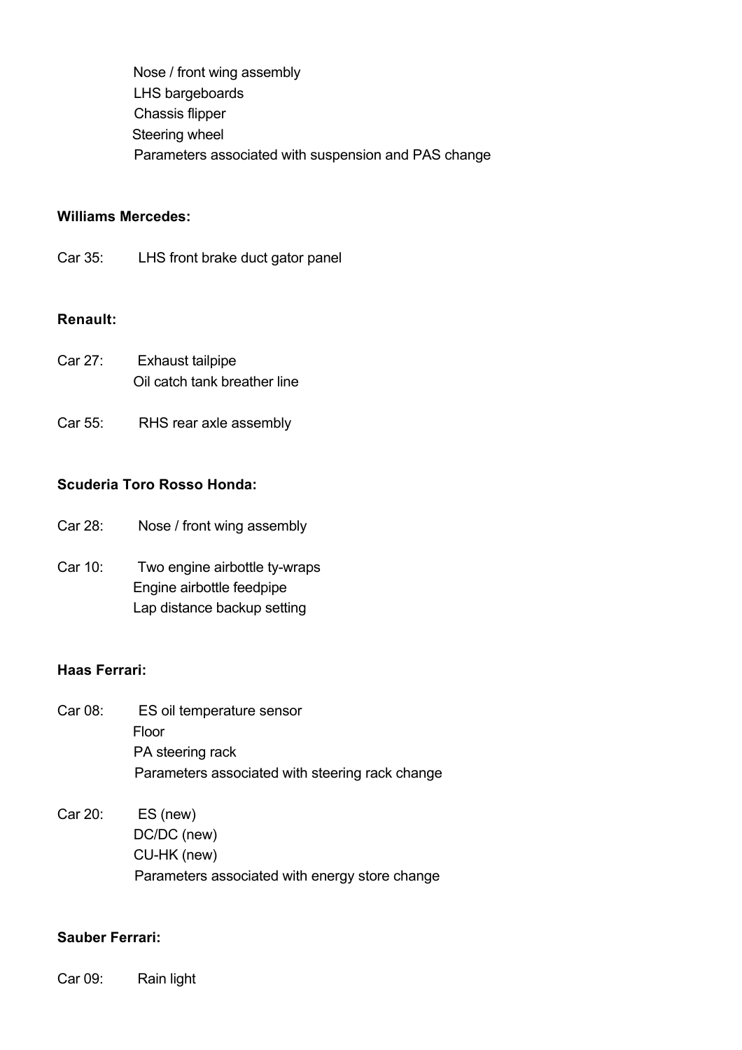Nose / front wing assembly
LHS bargeboards
Chassis flipper
Steering wheel
Parameters associated with suspension and PAS change

**Williams Mercedes:**

Car 35: LHS front brake duct gator panel

**Renault:**

Car 27: Exhaust tailpipe
Oil catch tank breather line

Car 55: RHS rear axle assembly

**Scuderia Toro Rosso Honda:**

Car 28: Nose / front wing assembly

Car 10: Two engine airbottle ty-wraps
Engine airbottle feedpipe
Lap distance backup setting

**Haas Ferrari:**

Car 08: ES oil temperature sensor
Floor
PA steering rack
Parameters associated with steering rack change

Car 20: ES (new)
DC/DC (new)
CU-HK (new)
Parameters associated with energy store change

**Sauber Ferrari:**

Car 09: Rain light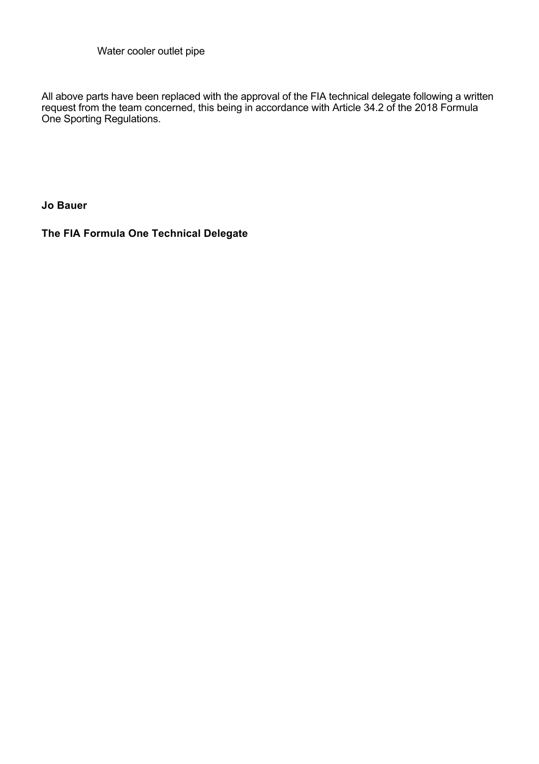Water cooler outlet pipe

All above parts have been replaced with the approval of the FIA technical delegate following a written request from the team concerned, this being in accordance with Article 34.2 of the 2018 Formula One Sporting Regulations.

**Jo Bauer**

**The FIA Formula One Technical Delegate**